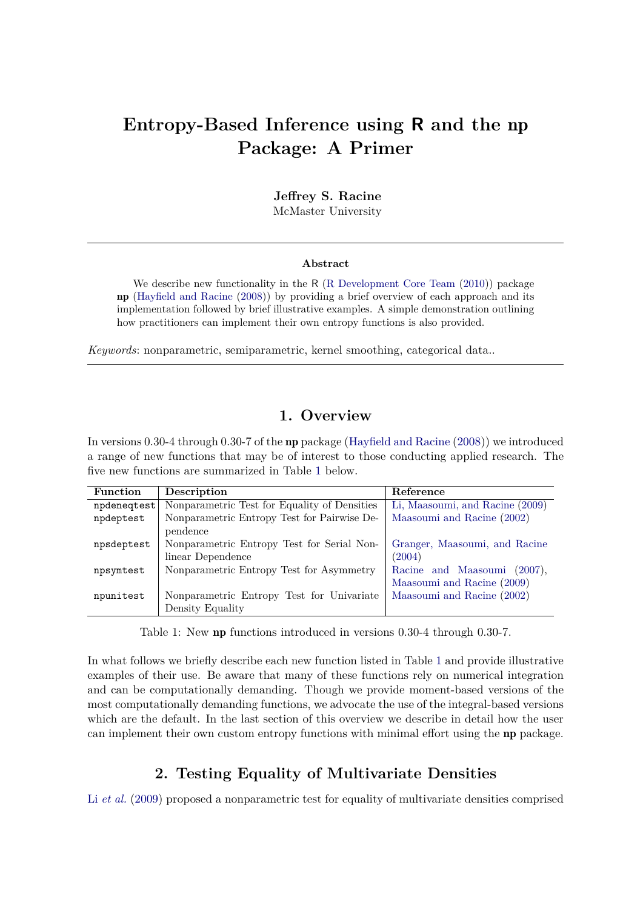# Entropy-Based Inference using R and the np Package: A Primer

**Jeffrey S. Racine**
McMaster University

**Abstract**

We describe new functionality in the R (R Development Core Team (2010)) package **np** (Hayfield and Racine (2008)) by providing a brief overview of each approach and its implementation followed by brief illustrative examples. A simple demonstration outlining how practitioners can implement their own entropy functions is also provided.

*Keywords*: nonparametric, semiparametric, kernel smoothing, categorical data..

## 1. Overview

In versions 0.30-4 through 0.30-7 of the **np** package (Hayfield and Racine (2008)) we introduced a range of new functions that may be of interest to those conducting applied research. The five new functions are summarized in Table 1 below.

| Function | Description | Reference |
|---|---|---|
| `npdeneqtest` | Nonparametric Test for Equality of Densities | Li, Maasoumi, and Racine (2009) |
| `npdeptest` | Nonparametric Entropy Test for Pairwise Dependence | Maasoumi and Racine (2002) |
| `npsdeptest` | Nonparametric Entropy Test for Serial Nonlinear Dependence | Granger, Maasoumi, and Racine (2004) |
| `npsymtest` | Nonparametric Entropy Test for Asymmetry | Racine and Maasoumi (2007), Maasoumi and Racine (2009) |
| `npunitest` | Nonparametric Entropy Test for Univariate Density Equality | Maasoumi and Racine (2002) |

Table 1: New **np** functions introduced in versions 0.30-4 through 0.30-7.

In what follows we briefly describe each new function listed in Table 1 and provide illustrative examples of their use. Be aware that many of these functions rely on numerical integration and can be computationally demanding. Though we provide moment-based versions of the most computationally demanding functions, we advocate the use of the integral-based versions which are the default. In the last section of this overview we describe in detail how the user can implement their own custom entropy functions with minimal effort using the **np** package.

## 2. Testing Equality of Multivariate Densities

Li *et al.* (2009) proposed a nonparametric test for equality of multivariate densities comprised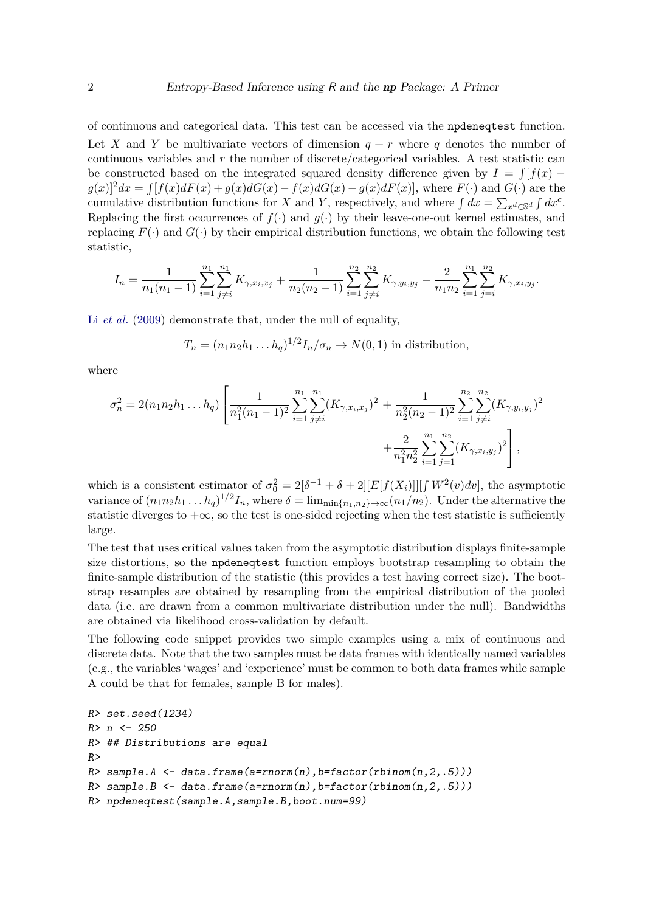of continuous and categorical data. This test can be accessed via the `npdeneqtest` function. Let $X$ and $Y$ be multivariate vectors of dimension $q + r$ where $q$ denotes the number of continuous variables and $r$ the number of discrete/categorical variables. A test statistic can be constructed based on the integrated squared density difference given by $I = \int [f(x) - g(x)]^2 dx = \int [f(x)dF(x) + g(x)dG(x) - f(x)dG(x) - g(x)dF(x)]$, where $F(\cdot)$ and $G(\cdot)$ are the cumulative distribution functions for $X$ and $Y$, respectively, and where $\int dx = \sum_{x^d \in \mathbb{S}^d} \int dx^c$. Replacing the first occurrences of $f(\cdot)$ and $g(\cdot)$ by their leave-one-out kernel estimates, and replacing $F(\cdot)$ and $G(\cdot)$ by their empirical distribution functions, we obtain the following test statistic,

$$I_n = \frac{1}{n_1(n_1-1)} \sum_{i=1}^{n_1} \sum_{j \neq i}^{n_1} K_{\gamma, x_i, x_j} + \frac{1}{n_2(n_2-1)} \sum_{i=1}^{n_2} \sum_{j \neq i}^{n_2} K_{\gamma, y_i, y_j} - \frac{2}{n_1 n_2} \sum_{i=1}^{n_1} \sum_{j=i}^{n_2} K_{\gamma, x_i, y_j}.$$

Li *et al.* (2009) demonstrate that, under the null of equality,

$$T_n = (n_1 n_2 h_1 \dots h_q)^{1/2} I_n / \sigma_n \to N(0,1) \text{ in distribution,}$$

where

$$\sigma_n^2 = 2(n_1 n_2 h_1 \dots h_q) \left[ \frac{1}{n_1^2 (n_1-1)^2} \sum_{i=1}^{n_1} \sum_{j \neq i}^{n_1} (K_{\gamma, x_i, x_j})^2 + \frac{1}{n_2^2 (n_2-1)^2} \sum_{i=1}^{n_2} \sum_{j \neq i}^{n_2} (K_{\gamma, y_i, y_j})^2 + \frac{2}{n_1^2 n_2^2} \sum_{i=1}^{n_1} \sum_{j=1}^{n_2} (K_{\gamma, x_i, y_j})^2 \right],$$

which is a consistent estimator of $\sigma_0^2 = 2[\delta^{-1} + \delta + 2][E[f(X_i)]][\int W^2(v)dv]$, the asymptotic variance of $(n_1 n_2 h_1 \dots h_q)^{1/2} I_n$, where $\delta = \lim_{\min\{n_1, n_2\} \to \infty} (n_1/n_2)$. Under the alternative the statistic diverges to $+\infty$, so the test is one-sided rejecting when the test statistic is sufficiently large.

The test that uses critical values taken from the asymptotic distribution displays finite-sample size distortions, so the `npdeneqtest` function employs bootstrap resampling to obtain the finite-sample distribution of the statistic (this provides a test having correct size). The bootstrap resamples are obtained by resampling from the empirical distribution of the pooled data (i.e. are drawn from a common multivariate distribution under the null). Bandwidths are obtained via likelihood cross-validation by default.

The following code snippet provides two simple examples using a mix of continuous and discrete data. Note that the two samples must be data frames with identically named variables (e.g., the variables 'wages' and 'experience' must be common to both data frames while sample A could be that for females, sample B for males).

```
R> set.seed(1234)
R> n <- 250
R> ## Distributions are equal
R>
R> sample.A <- data.frame(a=rnorm(n),b=factor(rbinom(n,2,.5)))
R> sample.B <- data.frame(a=rnorm(n),b=factor(rbinom(n,2,.5)))
R> npdeneqtest(sample.A,sample.B,boot.num=99)
```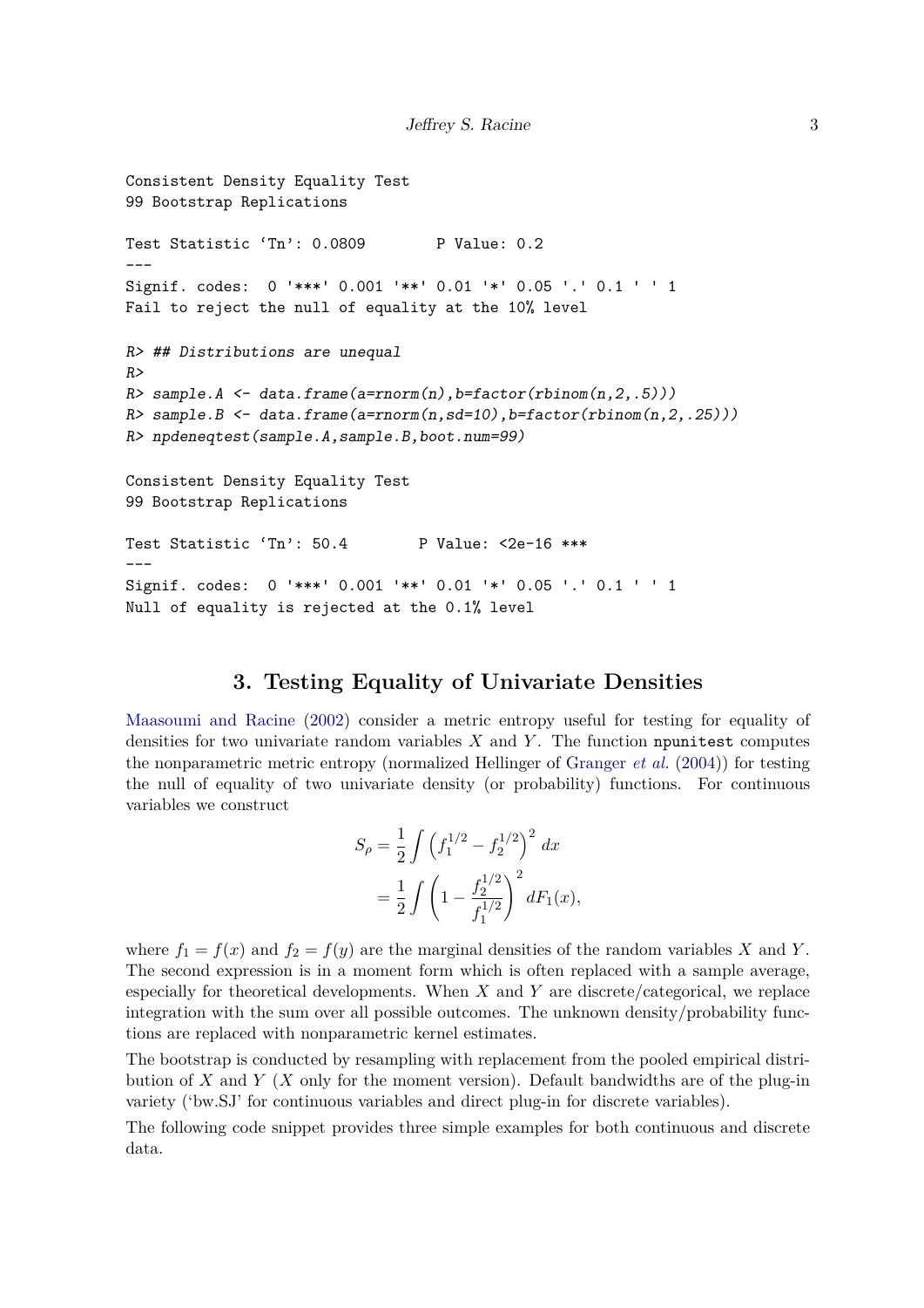```
Consistent Density Equality Test
99 Bootstrap Replications

Test Statistic 'Tn': 0.0809        P Value: 0.2
---
Signif. codes:  0 '***' 0.001 '**' 0.01 '*' 0.05 '.' 0.1 ' ' 1
Fail to reject the null of equality at the 10% level

R> ## Distributions are unequal
R>
R> sample.A <- data.frame(a=rnorm(n),b=factor(rbinom(n,2,.5)))
R> sample.B <- data.frame(a=rnorm(n,sd=10),b=factor(rbinom(n,2,.25)))
R> npdeneqtest(sample.A,sample.B,boot.num=99)

Consistent Density Equality Test
99 Bootstrap Replications

Test Statistic 'Tn': 50.4        P Value: <2e-16 ***
---
Signif. codes:  0 '***' 0.001 '**' 0.01 '*' 0.05 '.' 0.1 ' ' 1
Null of equality is rejected at the 0.1% level
```

## 3. Testing Equality of Univariate Densities

Maasoumi and Racine (2002) consider a metric entropy useful for testing for equality of densities for two univariate random variables $X$ and $Y$. The function `npunitest` computes the nonparametric metric entropy (normalized Hellinger of Granger *et al.* (2004)) for testing the null of equality of two univariate density (or probability) functions. For continuous variables we construct

$$
\begin{aligned}
S_\rho &= \frac{1}{2}\int \left(f_1^{1/2} - f_2^{1/2}\right)^2 \, dx \\
&= \frac{1}{2}\int \left(1 - \frac{f_2^{1/2}}{f_1^{1/2}}\right)^2 dF_1(x),
\end{aligned}
$$

where $f_1 = f(x)$ and $f_2 = f(y)$ are the marginal densities of the random variables $X$ and $Y$. The second expression is in a moment form which is often replaced with a sample average, especially for theoretical developments. When $X$ and $Y$ are discrete/categorical, we replace integration with the sum over all possible outcomes. The unknown density/probability functions are replaced with nonparametric kernel estimates.

The bootstrap is conducted by resampling with replacement from the pooled empirical distribution of $X$ and $Y$ ($X$ only for the moment version). Default bandwidths are of the plug-in variety ('bw.SJ' for continuous variables and direct plug-in for discrete variables).

The following code snippet provides three simple examples for both continuous and discrete data.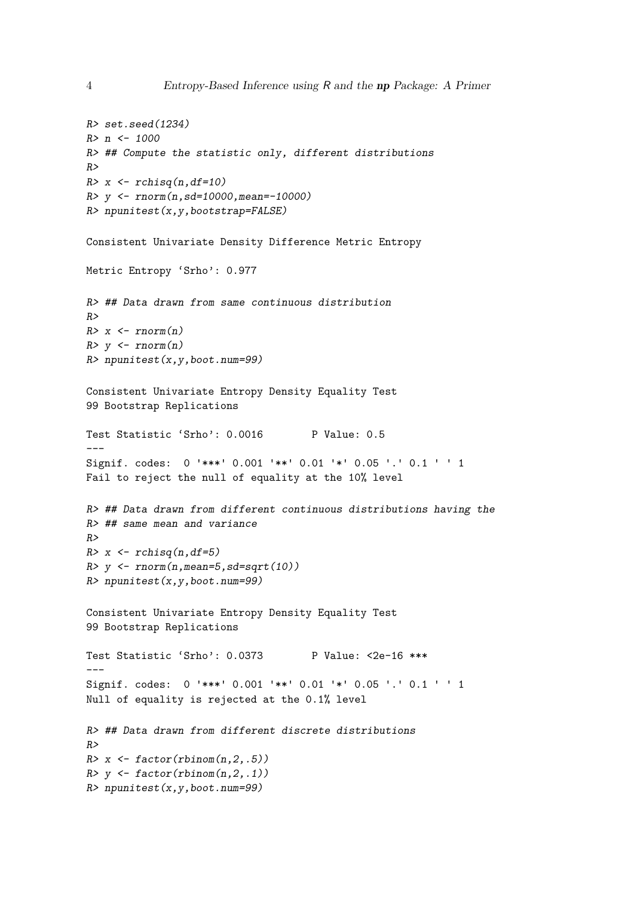```
R> set.seed(1234)
R> n <- 1000
R> ## Compute the statistic only, different distributions
R>
R> x <- rchisq(n,df=10)
R> y <- rnorm(n,sd=10000,mean=-10000)
R> npunitest(x,y,bootstrap=FALSE)

Consistent Univariate Density Difference Metric Entropy

Metric Entropy ‘Srho’: 0.977

R> ## Data drawn from same continuous distribution
R>
R> x <- rnorm(n)
R> y <- rnorm(n)
R> npunitest(x,y,boot.num=99)

Consistent Univariate Entropy Density Equality Test
99 Bootstrap Replications

Test Statistic ‘Srho’: 0.0016        P Value: 0.5
---
Signif. codes:  0 '***' 0.001 '**' 0.01 '*' 0.05 '.' 0.1 ' ' 1
Fail to reject the null of equality at the 10% level

R> ## Data drawn from different continuous distributions having the
R> ## same mean and variance
R>
R> x <- rchisq(n,df=5)
R> y <- rnorm(n,mean=5,sd=sqrt(10))
R> npunitest(x,y,boot.num=99)

Consistent Univariate Entropy Density Equality Test
99 Bootstrap Replications

Test Statistic ‘Srho’: 0.0373        P Value: <2e-16 ***
---
Signif. codes:  0 '***' 0.001 '**' 0.01 '*' 0.05 '.' 0.1 ' ' 1
Null of equality is rejected at the 0.1% level

R> ## Data drawn from different discrete distributions
R>
R> x <- factor(rbinom(n,2,.5))
R> y <- factor(rbinom(n,2,.1))
R> npunitest(x,y,boot.num=99)
```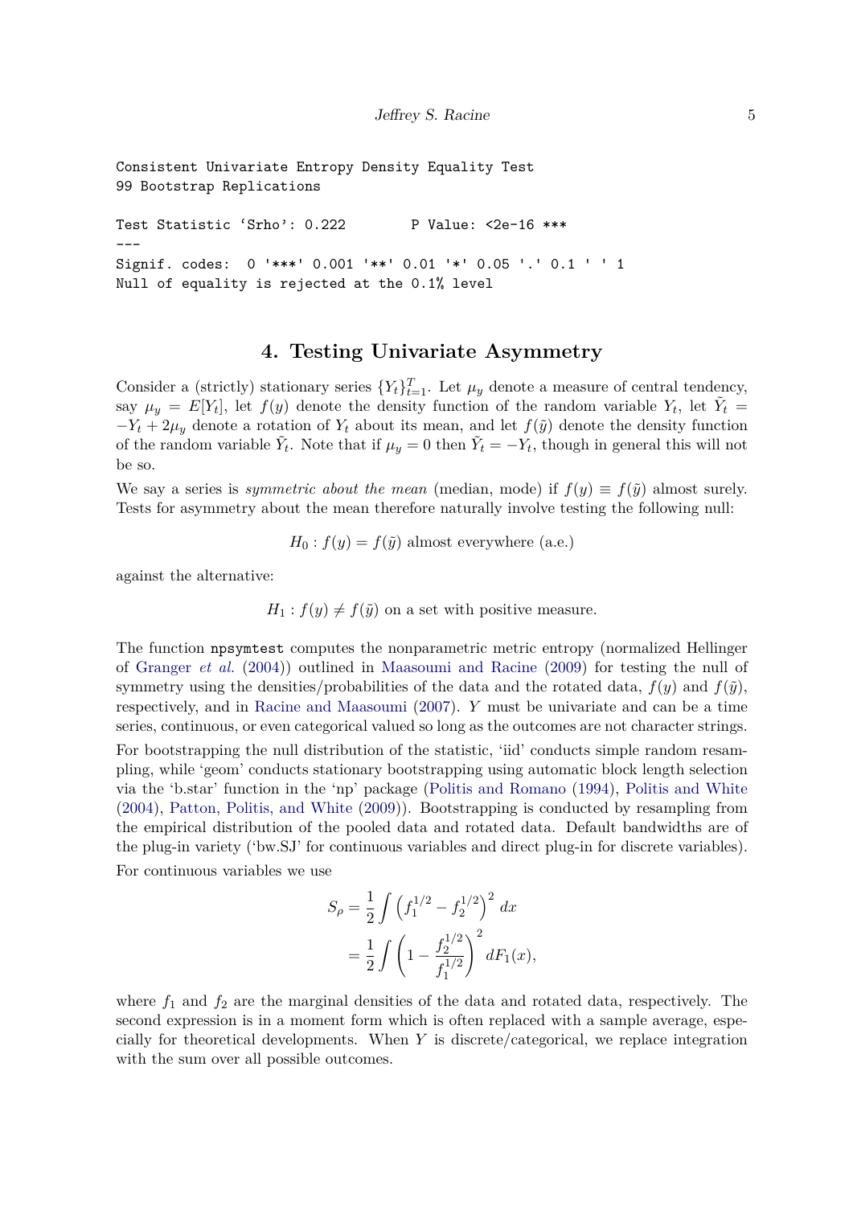```
Consistent Univariate Entropy Density Equality Test
99 Bootstrap Replications

Test Statistic ‘Srho’: 0.222       P Value: <2e-16 ***
---
Signif. codes:  0 '***' 0.001 '**' 0.01 '*' 0.05 '.' 0.1 ' ' 1
Null of equality is rejected at the 0.1% level
```

## 4. Testing Univariate Asymmetry

Consider a (strictly) stationary series $\{Y_t\}_{t=1}^T$. Let $\mu_y$ denote a measure of central tendency, say $\mu_y = E[Y_t]$, let $f(y)$ denote the density function of the random variable $Y_t$, let $\tilde{Y}_t = -Y_t + 2\mu_y$ denote a rotation of $Y_t$ about its mean, and let $f(\tilde{y})$ denote the density function of the random variable $\tilde{Y}_t$. Note that if $\mu_y = 0$ then $\tilde{Y}_t = -Y_t$, though in general this will not be so.

We say a series is *symmetric about the mean* (median, mode) if $f(y) \equiv f(\tilde{y})$ almost surely. Tests for asymmetry about the mean therefore naturally involve testing the following null:

$$H_0 : f(y) = f(\tilde{y}) \text{ almost everywhere (a.e.)}$$

against the alternative:

$$H_1 : f(y) \neq f(\tilde{y}) \text{ on a set with positive measure.}$$

The function `npsymtest` computes the nonparametric metric entropy (normalized Hellinger of Granger *et al.* (2004)) outlined in Maasoumi and Racine (2009) for testing the null of symmetry using the densities/probabilities of the data and the rotated data, $f(y)$ and $f(\tilde{y})$, respectively, and in Racine and Maasoumi (2007). $Y$ must be univariate and can be a time series, continuous, or even categorical valued so long as the outcomes are not character strings.

For bootstrapping the null distribution of the statistic, ‘iid’ conducts simple random resampling, while ‘geom’ conducts stationary bootstrapping using automatic block length selection via the ‘b.star’ function in the ‘np’ package (Politis and Romano (1994), Politis and White (2004), Patton, Politis, and White (2009)). Bootstrapping is conducted by resampling from the empirical distribution of the pooled data and rotated data. Default bandwidths are of the plug-in variety (‘bw.SJ’ for continuous variables and direct plug-in for discrete variables).

For continuous variables we use

$$
\begin{aligned}
S_\rho &= \frac{1}{2} \int \left( f_1^{1/2} - f_2^{1/2} \right)^2 \, dx \\
&= \frac{1}{2} \int \left( 1 - \frac{f_2^{1/2}}{f_1^{1/2}} \right)^2 \, dF_1(x),
\end{aligned}
$$

where $f_1$ and $f_2$ are the marginal densities of the data and rotated data, respectively. The second expression is in a moment form which is often replaced with a sample average, especially for theoretical developments. When $Y$ is discrete/categorical, we replace integration with the sum over all possible outcomes.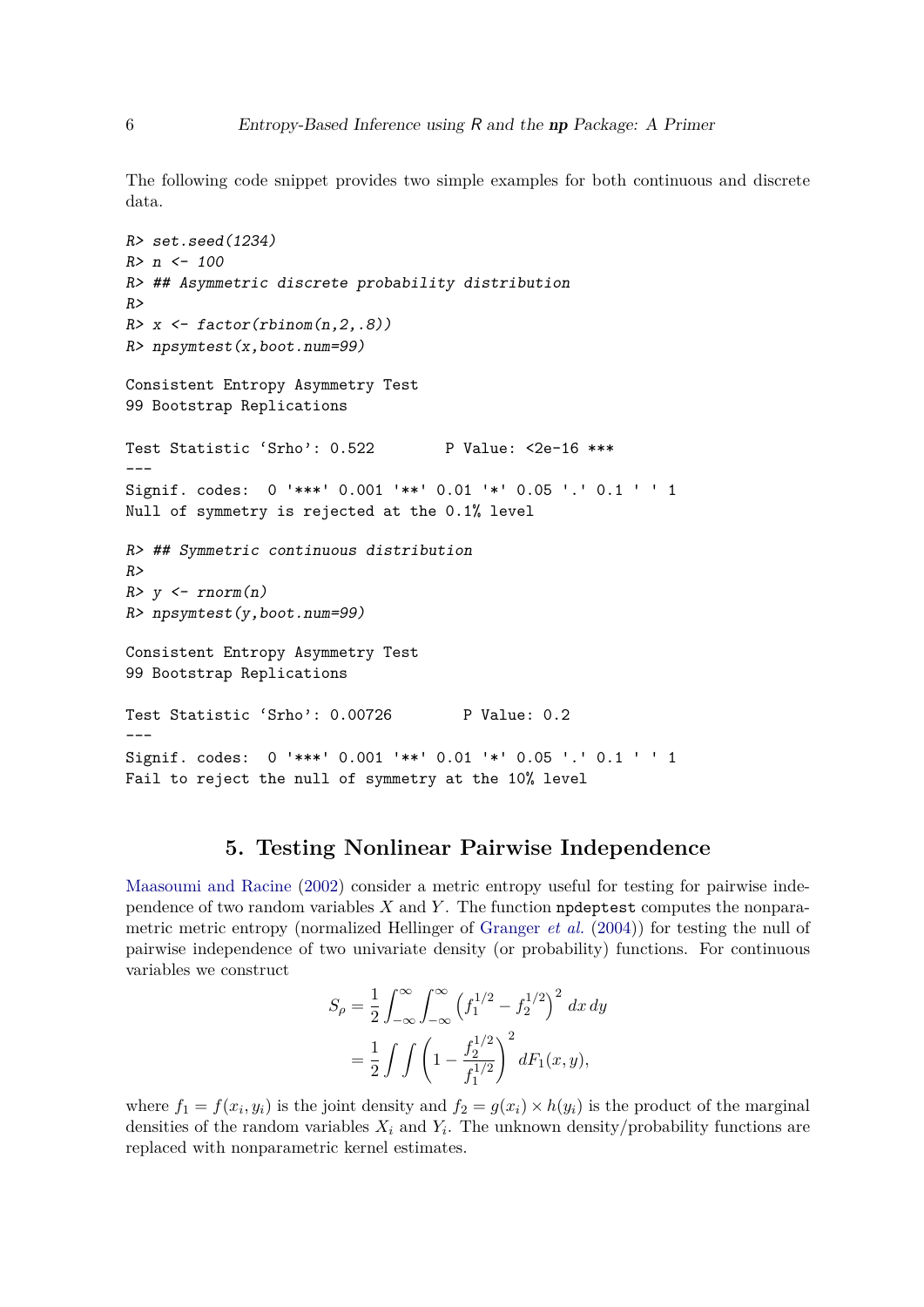The following code snippet provides two simple examples for both continuous and discrete data.

```
R> set.seed(1234)
R> n <- 100
R> ## Asymmetric discrete probability distribution
R>
R> x <- factor(rbinom(n,2,.8))
R> npsymtest(x,boot.num=99)

Consistent Entropy Asymmetry Test
99 Bootstrap Replications

Test Statistic ‘Srho’: 0.522       P Value: <2e-16 ***
---
Signif. codes:  0 '***' 0.001 '**' 0.01 '*' 0.05 '.' 0.1 ' ' 1
Null of symmetry is rejected at the 0.1% level

R> ## Symmetric continuous distribution
R>
R> y <- rnorm(n)
R> npsymtest(y,boot.num=99)

Consistent Entropy Asymmetry Test
99 Bootstrap Replications

Test Statistic ‘Srho’: 0.00726       P Value: 0.2
---
Signif. codes:  0 '***' 0.001 '**' 0.01 '*' 0.05 '.' 0.1 ' ' 1
Fail to reject the null of symmetry at the 10% level
```

## 5. Testing Nonlinear Pairwise Independence

Maasoumi and Racine (2002) consider a metric entropy useful for testing for pairwise independence of two random variables $X$ and $Y$. The function `npdeptest` computes the nonparametric metric entropy (normalized Hellinger of Granger *et al.* (2004)) for testing the null of pairwise independence of two univariate density (or probability) functions. For continuous variables we construct

$$
\begin{aligned}
S_\rho &= \frac{1}{2}\int_{-\infty}^{\infty}\int_{-\infty}^{\infty}\left(f_1^{1/2}-f_2^{1/2}\right)^2\,dx\,dy\\
&= \frac{1}{2}\int\int\left(1-\frac{f_2^{1/2}}{f_1^{1/2}}\right)^2\,dF_1(x,y),
\end{aligned}
$$

where $f_1 = f(x_i, y_i)$ is the joint density and $f_2 = g(x_i) \times h(y_i)$ is the product of the marginal densities of the random variables $X_i$ and $Y_i$. The unknown density/probability functions are replaced with nonparametric kernel estimates.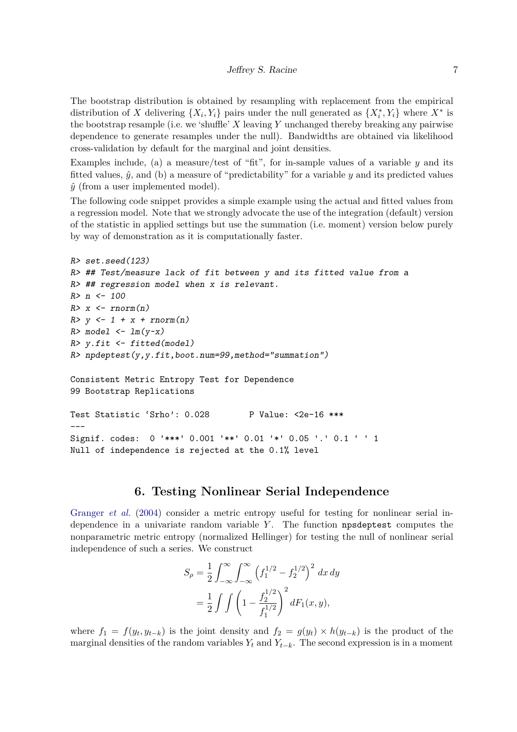The bootstrap distribution is obtained by resampling with replacement from the empirical distribution of $X$ delivering $\{X_i, Y_i\}$ pairs under the null generated as $\{X_i^*, Y_i\}$ where $X^*$ is the bootstrap resample (i.e. we 'shuffle' $X$ leaving $Y$ unchanged thereby breaking any pairwise dependence to generate resamples under the null). Bandwidths are obtained via likelihood cross-validation by default for the marginal and joint densities.

Examples include, (a) a measure/test of "fit", for in-sample values of a variable $y$ and its fitted values, $\hat{y}$, and (b) a measure of "predictability" for a variable $y$ and its predicted values $\hat{y}$ (from a user implemented model).

The following code snippet provides a simple example using the actual and fitted values from a regression model. Note that we strongly advocate the use of the integration (default) version of the statistic in applied settings but use the summation (i.e. moment) version below purely by way of demonstration as it is computationally faster.

```
R> set.seed(123)
R> ## Test/measure lack of fit between y and its fitted value from a
R> ## regression model when x is relevant.
R> n <- 100
R> x <- rnorm(n)
R> y <- 1 + x + rnorm(n)
R> model <- lm(y~x)
R> y.fit <- fitted(model)
R> npdeptest(y,y.fit,boot.num=99,method="summation")

Consistent Metric Entropy Test for Dependence
99 Bootstrap Replications

Test Statistic 'Srho': 0.028        P Value: <2e-16 ***
---
Signif. codes:  0 '***' 0.001 '**' 0.01 '*' 0.05 '.' 0.1 ' ' 1
Null of independence is rejected at the 0.1% level
```

## 6. Testing Nonlinear Serial Independence

Granger *et al.* (2004) consider a metric entropy useful for testing for nonlinear serial independence in a univariate random variable $Y$. The function `npsdeptest` computes the nonparametric metric entropy (normalized Hellinger) for testing the null of nonlinear serial independence of such a series. We construct

$$
\begin{aligned}
S_\rho &= \frac{1}{2}\int_{-\infty}^{\infty}\int_{-\infty}^{\infty}\left(f_1^{1/2} - f_2^{1/2}\right)^2 \, dx\, dy \\
&= \frac{1}{2}\int\int\left(1 - \frac{f_2^{1/2}}{f_1^{1/2}}\right)^2 dF_1(x,y),
\end{aligned}
$$

where $f_1 = f(y_t, y_{t-k})$ is the joint density and $f_2 = g(y_t) \times h(y_{t-k})$ is the product of the marginal densities of the random variables $Y_t$ and $Y_{t-k}$. The second expression is in a moment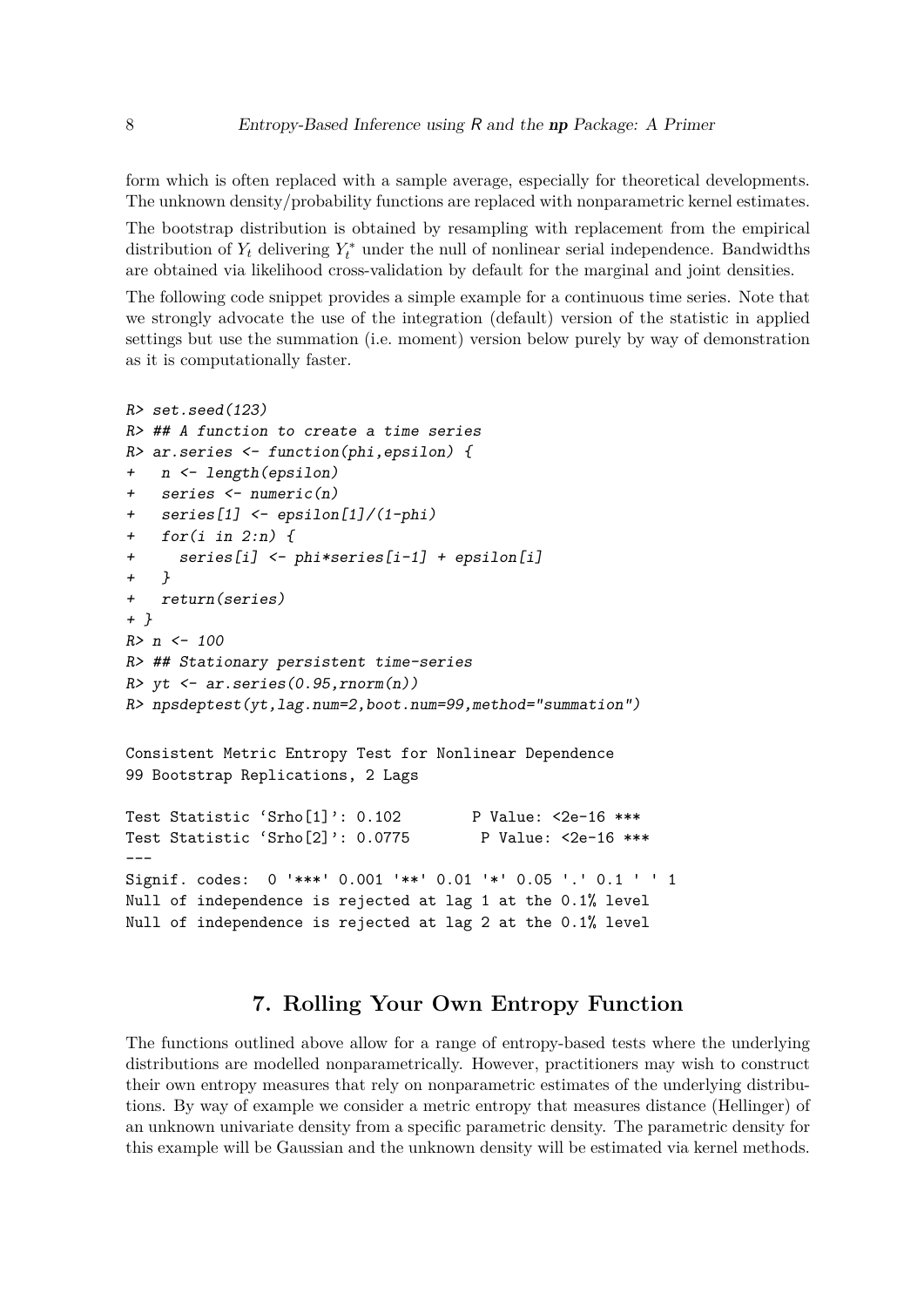form which is often replaced with a sample average, especially for theoretical developments. The unknown density/probability functions are replaced with nonparametric kernel estimates.

The bootstrap distribution is obtained by resampling with replacement from the empirical distribution of $Y_t$ delivering $Y_t^*$ under the null of nonlinear serial independence. Bandwidths are obtained via likelihood cross-validation by default for the marginal and joint densities.

The following code snippet provides a simple example for a continuous time series. Note that we strongly advocate the use of the integration (default) version of the statistic in applied settings but use the summation (i.e. moment) version below purely by way of demonstration as it is computationally faster.

```
R> set.seed(123)
R> ## A function to create a time series
R> ar.series <- function(phi,epsilon) {
+   n <- length(epsilon)
+   series <- numeric(n)
+   series[1] <- epsilon[1]/(1-phi)
+   for(i in 2:n) {
+     series[i] <- phi*series[i-1] + epsilon[i]
+   }
+   return(series)
+ }
R> n <- 100
R> ## Stationary persistent time-series
R> yt <- ar.series(0.95,rnorm(n))
R> npsdeptest(yt,lag.num=2,boot.num=99,method="summation")

Consistent Metric Entropy Test for Nonlinear Dependence
99 Bootstrap Replications, 2 Lags

Test Statistic 'Srho[1]': 0.102        P Value: <2e-16 ***
Test Statistic 'Srho[2]': 0.0775        P Value: <2e-16 ***
---
Signif. codes:  0 '***' 0.001 '**' 0.01 '*' 0.05 '.' 0.1 ' ' 1
Null of independence is rejected at lag 1 at the 0.1% level
Null of independence is rejected at lag 2 at the 0.1% level
```

## 7. Rolling Your Own Entropy Function

The functions outlined above allow for a range of entropy-based tests where the underlying distributions are modelled nonparametrically. However, practitioners may wish to construct their own entropy measures that rely on nonparametric estimates of the underlying distributions. By way of example we consider a metric entropy that measures distance (Hellinger) of an unknown univariate density from a specific parametric density. The parametric density for this example will be Gaussian and the unknown density will be estimated via kernel methods.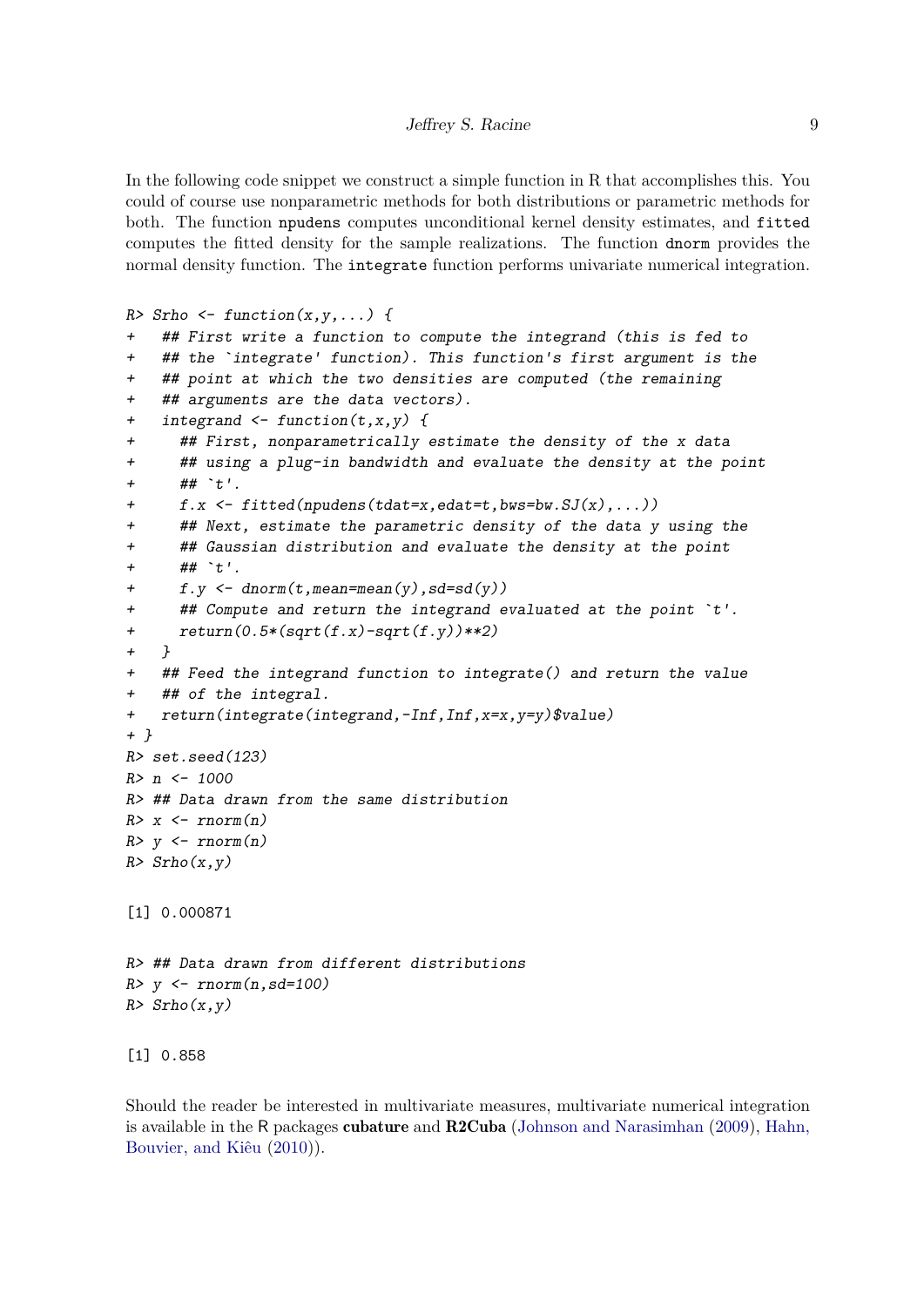In the following code snippet we construct a simple function in R that accomplishes this. You could of course use nonparametric methods for both distributions or parametric methods for both. The function `npudens` computes unconditional kernel density estimates, and `fitted` computes the fitted density for the sample realizations. The function `dnorm` provides the normal density function. The `integrate` function performs univariate numerical integration.

```
R> Srho <- function(x,y,...) {
+   ## First write a function to compute the integrand (this is fed to
+   ## the `integrate' function). This function's first argument is the
+   ## point at which the two densities are computed (the remaining
+   ## arguments are the data vectors).
+   integrand <- function(t,x,y) {
+     ## First, nonparametrically estimate the density of the x data
+     ## using a plug-in bandwidth and evaluate the density at the point
+     ## `t'.
+     f.x <- fitted(npudens(tdat=x,edat=t,bws=bw.SJ(x),...))
+     ## Next, estimate the parametric density of the data y using the
+     ## Gaussian distribution and evaluate the density at the point
+     ## `t'.
+     f.y <- dnorm(t,mean=mean(y),sd=sd(y))
+     ## Compute and return the integrand evaluated at the point `t'.
+     return(0.5*(sqrt(f.x)-sqrt(f.y))**2)
+   }
+   ## Feed the integrand function to integrate() and return the value
+   ## of the integral.
+   return(integrate(integrand,-Inf,Inf,x=x,y=y)$value)
+ }
R> set.seed(123)
R> n <- 1000
R> ## Data drawn from the same distribution
R> x <- rnorm(n)
R> y <- rnorm(n)
R> Srho(x,y)

[1] 0.000871

R> ## Data drawn from different distributions
R> y <- rnorm(n,sd=100)
R> Srho(x,y)

[1] 0.858
```

Should the reader be interested in multivariate measures, multivariate numerical integration is available in the R packages **cubature** and **R2Cuba** (Johnson and Narasimhan (2009), Hahn, Bouvier, and Kiêu (2010)).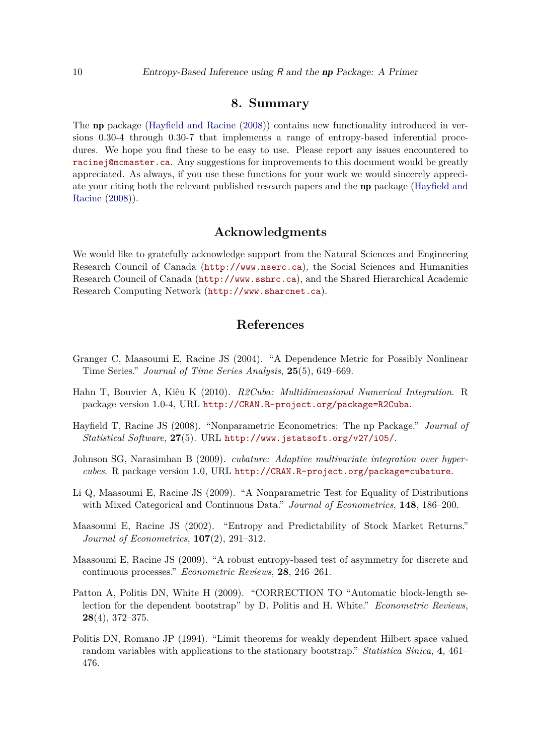# 8. Summary

The **np** package (Hayfield and Racine (2008)) contains new functionality introduced in versions 0.30-4 through 0.30-7 that implements a range of entropy-based inferential procedures. We hope you find these to be easy to use. Please report any issues encountered to racinej@mcmaster.ca. Any suggestions for improvements to this document would be greatly appreciated. As always, if you use these functions for your work we would sincerely appreciate your citing both the relevant published research papers and the **np** package (Hayfield and Racine (2008)).

# Acknowledgments

We would like to gratefully acknowledge support from the Natural Sciences and Engineering Research Council of Canada (http://www.nserc.ca), the Social Sciences and Humanities Research Council of Canada (http://www.sshrc.ca), and the Shared Hierarchical Academic Research Computing Network (http://www.sharcnet.ca).

# References

Granger C, Maasoumi E, Racine JS (2004). "A Dependence Metric for Possibly Nonlinear Time Series." *Journal of Time Series Analysis*, **25**(5), 649–669.

Hahn T, Bouvier A, Kiêu K (2010). *R2Cuba: Multidimensional Numerical Integration*. R package version 1.0-4, URL http://CRAN.R-project.org/package=R2Cuba.

Hayfield T, Racine JS (2008). "Nonparametric Econometrics: The np Package." *Journal of Statistical Software*, **27**(5). URL http://www.jstatsoft.org/v27/i05/.

Johnson SG, Narasimhan B (2009). *cubature: Adaptive multivariate integration over hypercubes*. R package version 1.0, URL http://CRAN.R-project.org/package=cubature.

Li Q, Maasoumi E, Racine JS (2009). "A Nonparametric Test for Equality of Distributions with Mixed Categorical and Continuous Data." *Journal of Econometrics*, **148**, 186–200.

Maasoumi E, Racine JS (2002). "Entropy and Predictability of Stock Market Returns." *Journal of Econometrics*, **107**(2), 291–312.

Maasoumi E, Racine JS (2009). "A robust entropy-based test of asymmetry for discrete and continuous processes." *Econometric Reviews*, **28**, 246–261.

Patton A, Politis DN, White H (2009). "CORRECTION TO "Automatic block-length selection for the dependent bootstrap" by D. Politis and H. White." *Econometric Reviews*, **28**(4), 372–375.

Politis DN, Romano JP (1994). "Limit theorems for weakly dependent Hilbert space valued random variables with applications to the stationary bootstrap." *Statistica Sinica*, **4**, 461–476.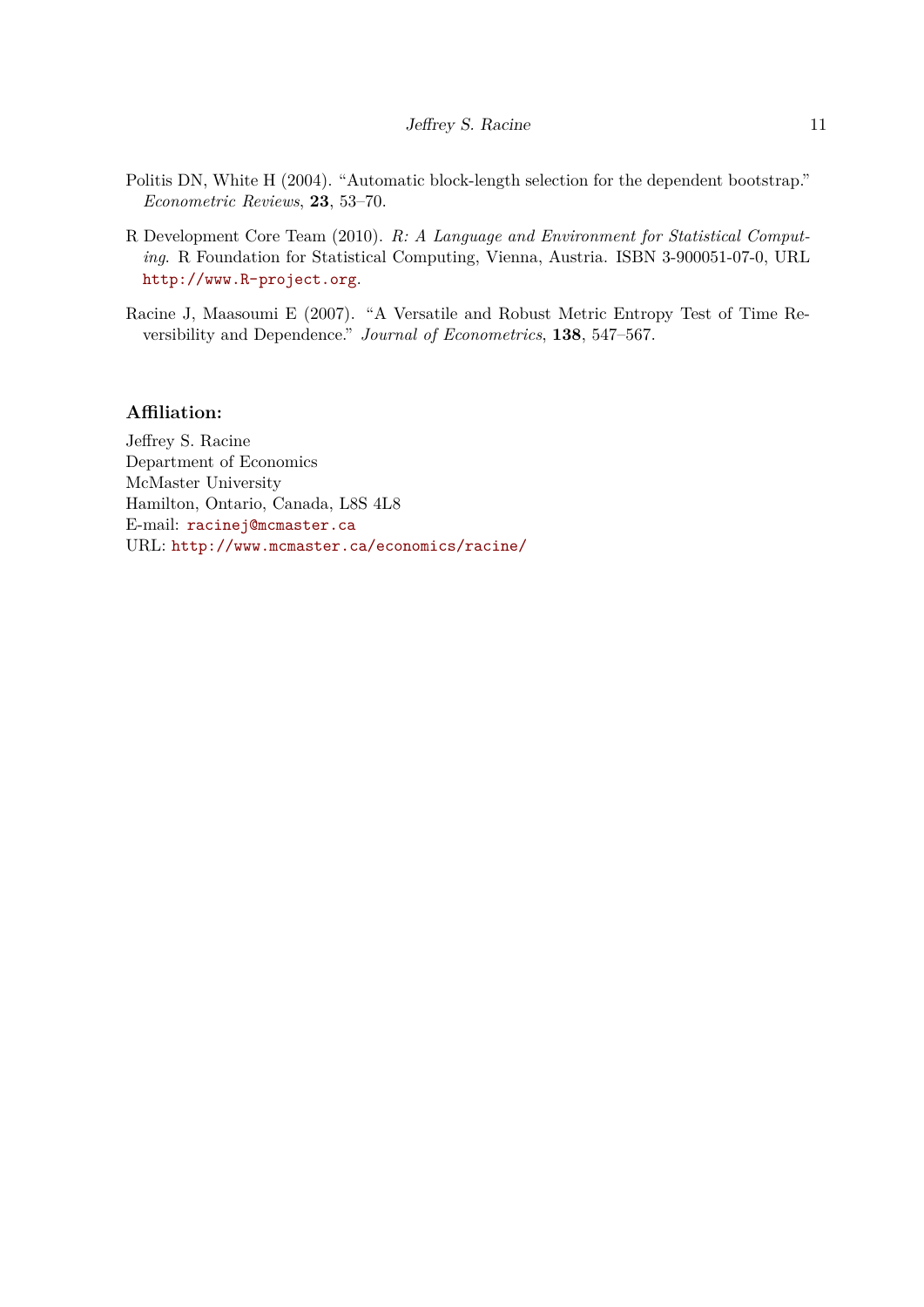Politis DN, White H (2004). "Automatic block-length selection for the dependent bootstrap." *Econometric Reviews*, **23**, 53–70.

R Development Core Team (2010). *R: A Language and Environment for Statistical Computing*. R Foundation for Statistical Computing, Vienna, Austria. ISBN 3-900051-07-0, URL http://www.R-project.org.

Racine J, Maasoumi E (2007). "A Versatile and Robust Metric Entropy Test of Time Reversibility and Dependence." *Journal of Econometrics*, **138**, 547–567.

### Affiliation:

Jeffrey S. Racine
Department of Economics
McMaster University
Hamilton, Ontario, Canada, L8S 4L8
E-mail: racinej@mcmaster.ca
URL: http://www.mcmaster.ca/economics/racine/